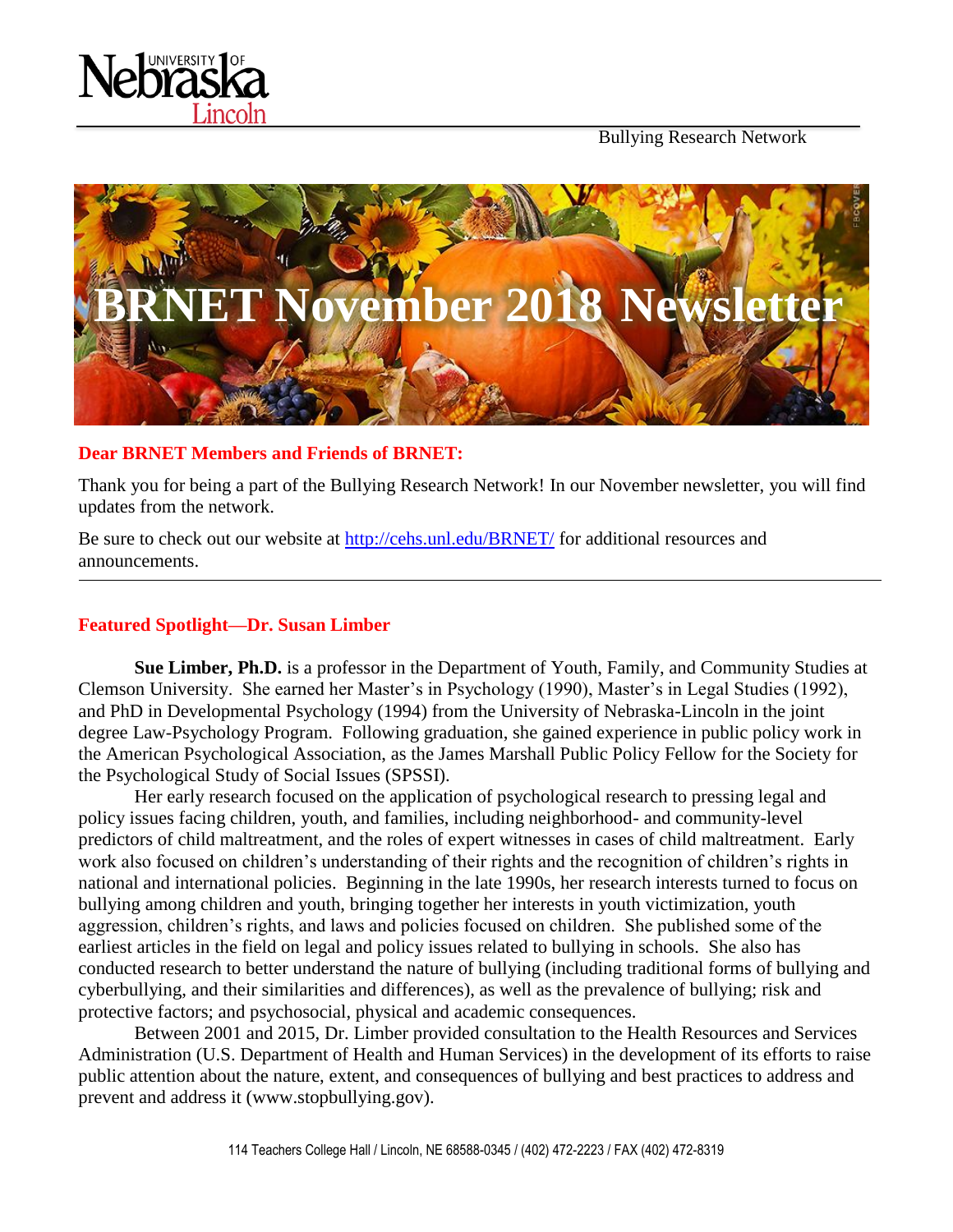Bullying Research Network

# BRNET November 2018 Newsletter

**Dear BRNET Members and Friends of BRNET:**

Thank you for being a part of the Bullying Research Network! In our November newsletter, you will find updates from the network.

Be sure to check out our website at http://cehs.unl.edu/BRNET/ for additional resources and announcements.

---

## Featured Spotlight—Dr. Susan Limber

**Sue Limber, Ph.D.** is a professor in the Department of Youth, Family, and Community Studies at Clemson University. She earned her Master's in Psychology (1990), Master's in Legal Studies (1992), and PhD in Developmental Psychology (1994) from the University of Nebraska-Lincoln in the joint degree Law-Psychology Program. Following graduation, she gained experience in public policy work in the American Psychological Association, as the James Marshall Public Policy Fellow for the Society for the Psychological Study of Social Issues (SPSSI).

Her early research focused on the application of psychological research to pressing legal and policy issues facing children, youth, and families, including neighborhood- and community-level predictors of child maltreatment, and the roles of expert witnesses in cases of child maltreatment. Early work also focused on children's understanding of their rights and the recognition of children's rights in national and international policies. Beginning in the late 1990s, her research interests turned to focus on bullying among children and youth, bringing together her interests in youth victimization, youth aggression, children's rights, and laws and policies focused on children. She published some of the earliest articles in the field on legal and policy issues related to bullying in schools. She also has conducted research to better understand the nature of bullying (including traditional forms of bullying and cyberbullying, and their similarities and differences), as well as the prevalence of bullying; risk and protective factors; and psychosocial, physical and academic consequences.

Between 2001 and 2015, Dr. Limber provided consultation to the Health Resources and Services Administration (U.S. Department of Health and Human Services) in the development of its efforts to raise public attention about the nature, extent, and consequences of bullying and best practices to address and prevent and address it (www.stopbullying.gov).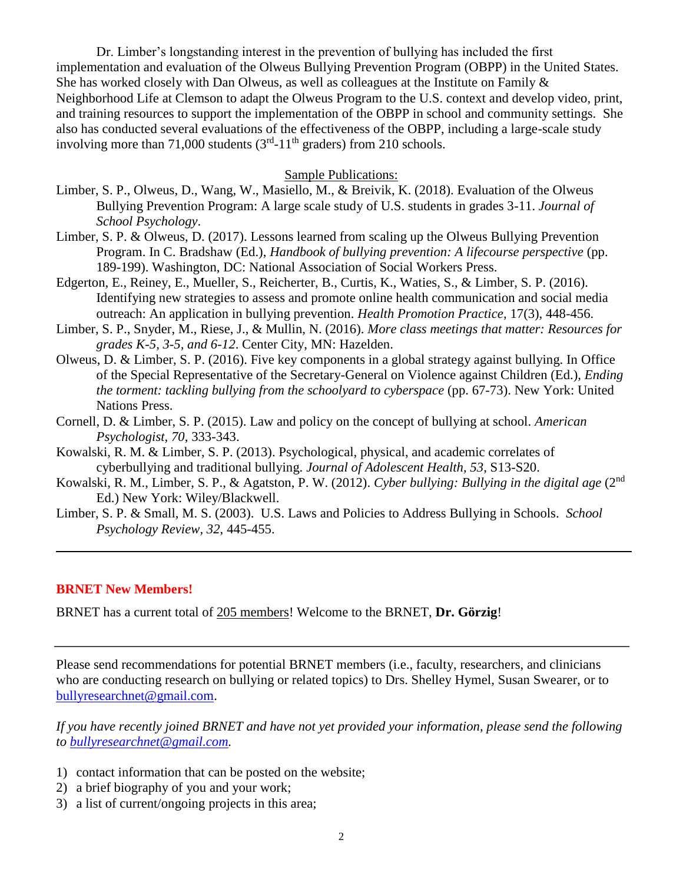Dr. Limber's longstanding interest in the prevention of bullying has included the first implementation and evaluation of the Olweus Bullying Prevention Program (OBPP) in the United States. She has worked closely with Dan Olweus, as well as colleagues at the Institute on Family & Neighborhood Life at Clemson to adapt the Olweus Program to the U.S. context and develop video, print, and training resources to support the implementation of the OBPP in school and community settings. She also has conducted several evaluations of the effectiveness of the OBPP, including a large-scale study involving more than 71,000 students (3rd-11th graders) from 210 schools.

Sample Publications:

Limber, S. P., Olweus, D., Wang, W., Masiello, M., & Breivik, K. (2018). Evaluation of the Olweus Bullying Prevention Program: A large scale study of U.S. students in grades 3-11. *Journal of School Psychology*.

Limber, S. P. & Olweus, D. (2017). Lessons learned from scaling up the Olweus Bullying Prevention Program. In C. Bradshaw (Ed.), *Handbook of bullying prevention: A lifecourse perspective* (pp. 189-199). Washington, DC: National Association of Social Workers Press.

Edgerton, E., Reiney, E., Mueller, S., Reicherter, B., Curtis, K., Waties, S., & Limber, S. P. (2016). Identifying new strategies to assess and promote online health communication and social media outreach: An application in bullying prevention. *Health Promotion Practice*, 17(3), 448-456.

Limber, S. P., Snyder, M., Riese, J., & Mullin, N. (2016). *More class meetings that matter: Resources for grades K-5, 3-5, and 6-12*. Center City, MN: Hazelden.

Olweus, D. & Limber, S. P. (2016). Five key components in a global strategy against bullying. In Office of the Special Representative of the Secretary-General on Violence against Children (Ed.), *Ending the torment: tackling bullying from the schoolyard to cyberspace* (pp. 67-73). New York: United Nations Press.

Cornell, D. & Limber, S. P. (2015). Law and policy on the concept of bullying at school. *American Psychologist, 70*, 333-343.

Kowalski, R. M. & Limber, S. P. (2013). Psychological, physical, and academic correlates of cyberbullying and traditional bullying. *Journal of Adolescent Health, 53*, S13-S20.

Kowalski, R. M., Limber, S. P., & Agatston, P. W. (2012). *Cyber bullying: Bullying in the digital age* (2nd Ed.) New York: Wiley/Blackwell.

Limber, S. P. & Small, M. S. (2003). U.S. Laws and Policies to Address Bullying in Schools. *School Psychology Review, 32*, 445-455.

---

**BRNET New Members!**

BRNET has a current total of 205 members! Welcome to the BRNET, **Dr. Görzig**!

---

Please send recommendations for potential BRNET members (i.e., faculty, researchers, and clinicians who are conducting research on bullying or related topics) to Drs. Shelley Hymel, Susan Swearer, or to bullyresearchnet@gmail.com.

*If you have recently joined BRNET and have not yet provided your information, please send the following to bullyresearchnet@gmail.com.*

1) contact information that can be posted on the website;
2) a brief biography of you and your work;
3) a list of current/ongoing projects in this area;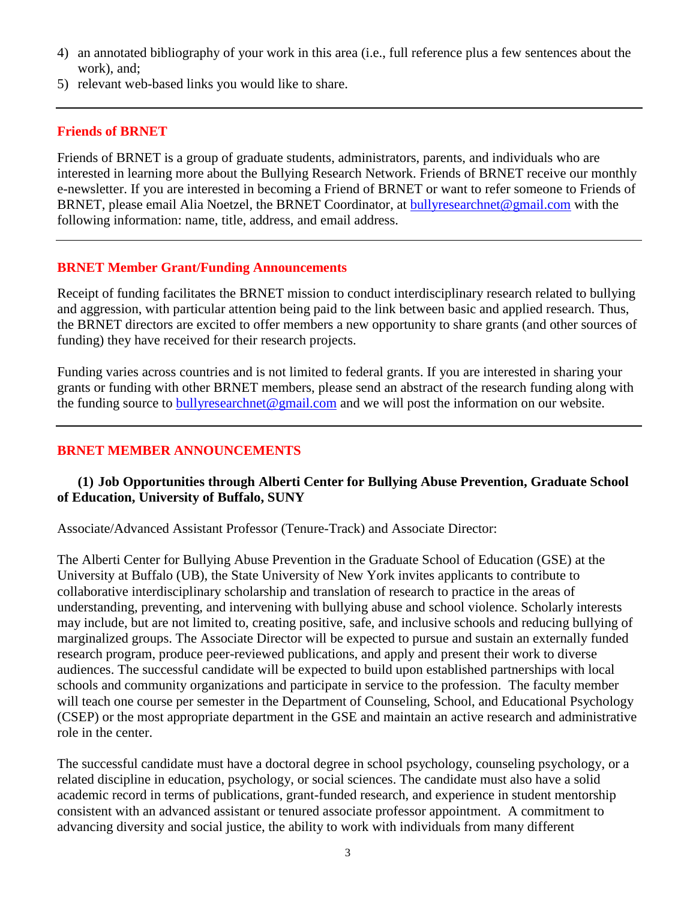4) an annotated bibliography of your work in this area (i.e., full reference plus a few sentences about the work), and;
5) relevant web-based links you would like to share.

---

## Friends of BRNET

Friends of BRNET is a group of graduate students, administrators, parents, and individuals who are interested in learning more about the Bullying Research Network. Friends of BRNET receive our monthly e-newsletter. If you are interested in becoming a Friend of BRNET or want to refer someone to Friends of BRNET, please email Alia Noetzel, the BRNET Coordinator, at bullyresearchnet@gmail.com with the following information: name, title, address, and email address.

---

## BRNET Member Grant/Funding Announcements

Receipt of funding facilitates the BRNET mission to conduct interdisciplinary research related to bullying and aggression, with particular attention being paid to the link between basic and applied research. Thus, the BRNET directors are excited to offer members a new opportunity to share grants (and other sources of funding) they have received for their research projects.

Funding varies across countries and is not limited to federal grants. If you are interested in sharing your grants or funding with other BRNET members, please send an abstract of the research funding along with the funding source to bullyresearchnet@gmail.com and we will post the information on our website.

---

## BRNET MEMBER ANNOUNCEMENTS

### (1) Job Opportunities through Alberti Center for Bullying Abuse Prevention, Graduate School of Education, University of Buffalo, SUNY

Associate/Advanced Assistant Professor (Tenure-Track) and Associate Director:

The Alberti Center for Bullying Abuse Prevention in the Graduate School of Education (GSE) at the University at Buffalo (UB), the State University of New York invites applicants to contribute to collaborative interdisciplinary scholarship and translation of research to practice in the areas of understanding, preventing, and intervening with bullying abuse and school violence. Scholarly interests may include, but are not limited to, creating positive, safe, and inclusive schools and reducing bullying of marginalized groups. The Associate Director will be expected to pursue and sustain an externally funded research program, produce peer-reviewed publications, and apply and present their work to diverse audiences. The successful candidate will be expected to build upon established partnerships with local schools and community organizations and participate in service to the profession. The faculty member will teach one course per semester in the Department of Counseling, School, and Educational Psychology (CSEP) or the most appropriate department in the GSE and maintain an active research and administrative role in the center.

The successful candidate must have a doctoral degree in school psychology, counseling psychology, or a related discipline in education, psychology, or social sciences. The candidate must also have a solid academic record in terms of publications, grant-funded research, and experience in student mentorship consistent with an advanced assistant or tenured associate professor appointment. A commitment to advancing diversity and social justice, the ability to work with individuals from many different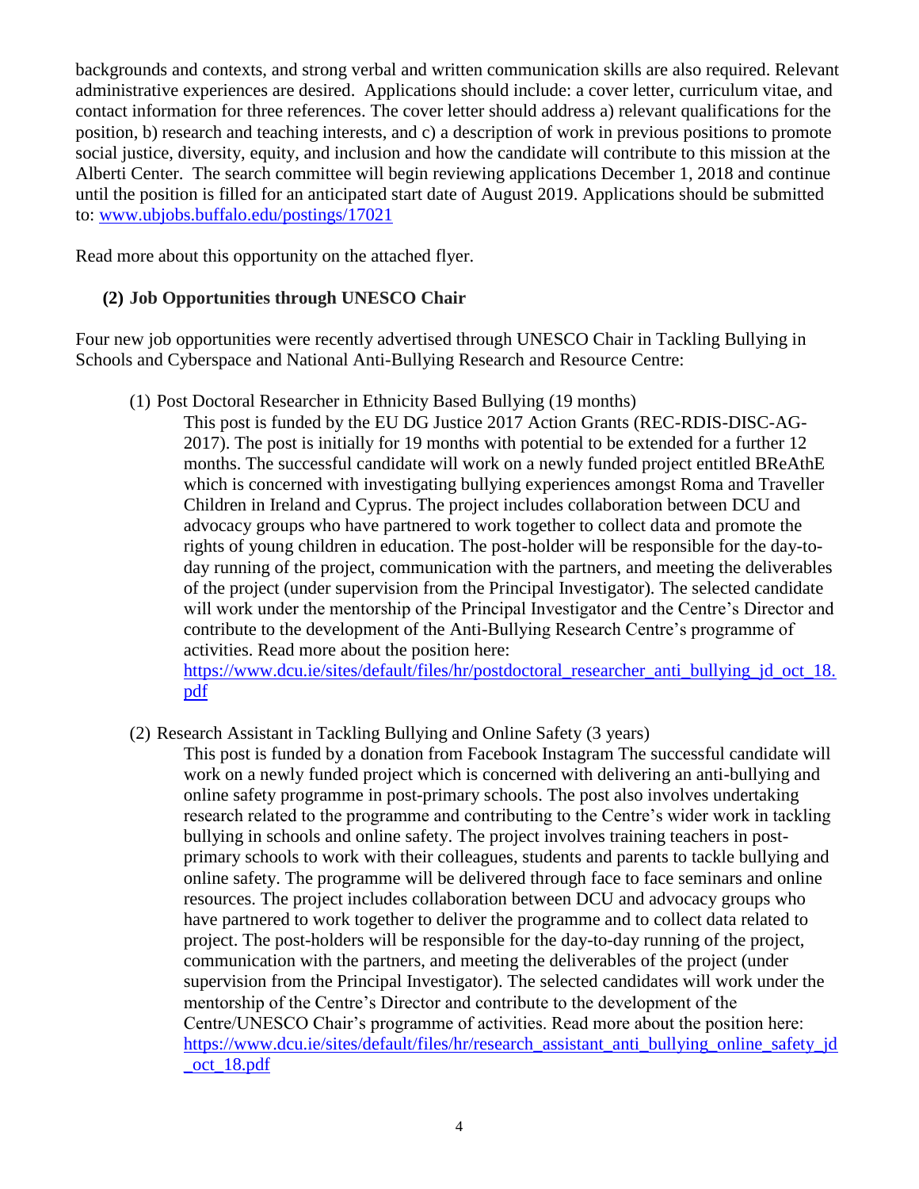backgrounds and contexts, and strong verbal and written communication skills are also required. Relevant administrative experiences are desired. Applications should include: a cover letter, curriculum vitae, and contact information for three references. The cover letter should address a) relevant qualifications for the position, b) research and teaching interests, and c) a description of work in previous positions to promote social justice, diversity, equity, and inclusion and how the candidate will contribute to this mission at the Alberti Center. The search committee will begin reviewing applications December 1, 2018 and continue until the position is filled for an anticipated start date of August 2019. Applications should be submitted to: [www.ubjobs.buffalo.edu/postings/17021](www.ubjobs.buffalo.edu/postings/17021)

Read more about this opportunity on the attached flyer.

**(2) Job Opportunities through UNESCO Chair**

Four new job opportunities were recently advertised through UNESCO Chair in Tackling Bullying in Schools and Cyberspace and National Anti-Bullying Research and Resource Centre:

(1) Post Doctoral Researcher in Ethnicity Based Bullying (19 months)

This post is funded by the EU DG Justice 2017 Action Grants (REC-RDIS-DISC-AG-2017). The post is initially for 19 months with potential to be extended for a further 12 months. The successful candidate will work on a newly funded project entitled BReAthE which is concerned with investigating bullying experiences amongst Roma and Traveller Children in Ireland and Cyprus. The project includes collaboration between DCU and advocacy groups who have partnered to work together to collect data and promote the rights of young children in education. The post-holder will be responsible for the day-to-day running of the project, communication with the partners, and meeting the deliverables of the project (under supervision from the Principal Investigator). The selected candidate will work under the mentorship of the Principal Investigator and the Centre's Director and contribute to the development of the Anti-Bullying Research Centre's programme of activities. Read more about the position here: [https://www.dcu.ie/sites/default/files/hr/postdoctoral_researcher_anti_bullying_jd_oct_18.pdf](https://www.dcu.ie/sites/default/files/hr/postdoctoral_researcher_anti_bullying_jd_oct_18.pdf)

(2) Research Assistant in Tackling Bullying and Online Safety (3 years)

This post is funded by a donation from Facebook Instagram The successful candidate will work on a newly funded project which is concerned with delivering an anti-bullying and online safety programme in post-primary schools. The post also involves undertaking research related to the programme and contributing to the Centre's wider work in tackling bullying in schools and online safety. The project involves training teachers in post-primary schools to work with their colleagues, students and parents to tackle bullying and online safety. The programme will be delivered through face to face seminars and online resources. The project includes collaboration between DCU and advocacy groups who have partnered to work together to deliver the programme and to collect data related to project. The post-holders will be responsible for the day-to-day running of the project, communication with the partners, and meeting the deliverables of the project (under supervision from the Principal Investigator). The selected candidates will work under the mentorship of the Centre's Director and contribute to the development of the Centre/UNESCO Chair's programme of activities. Read more about the position here: [https://www.dcu.ie/sites/default/files/hr/research_assistant_anti_bullying_online_safety_jd_oct_18.pdf](https://www.dcu.ie/sites/default/files/hr/research_assistant_anti_bullying_online_safety_jd_oct_18.pdf)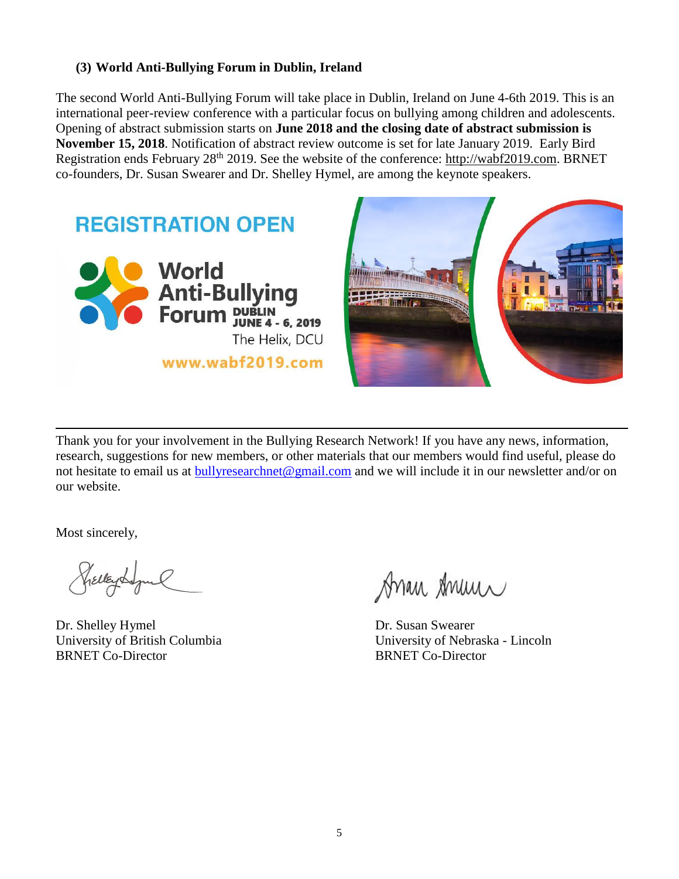### (3) World Anti-Bullying Forum in Dublin, Ireland

The second World Anti-Bullying Forum will take place in Dublin, Ireland on June 4-6th 2019. This is an international peer-review conference with a particular focus on bullying among children and adolescents. Opening of abstract submission starts on **June 2018 and the closing date of abstract submission is November 15, 2018**. Notification of abstract review outcome is set for late January 2019. Early Bird Registration ends February 28th 2019. See the website of the conference: http://wabf2019.com. BRNET co-founders, Dr. Susan Swearer and Dr. Shelley Hymel, are among the keynote speakers.

REGISTRATION OPEN

World Anti-Bullying Forum DUBLIN JUNE 4 - 6, 2019

The Helix, DCU

www.wabf2019.com

---

Thank you for your involvement in the Bullying Research Network! If you have any news, information, research, suggestions for new members, or other materials that our members would find useful, please do not hesitate to email us at bullyresearchnet@gmail.com and we will include it in our newsletter and/or on our website.

Most sincerely,

Dr. Shelley Hymel
University of British Columbia
BRNET Co-Director

Dr. Susan Swearer
University of Nebraska - Lincoln
BRNET Co-Director